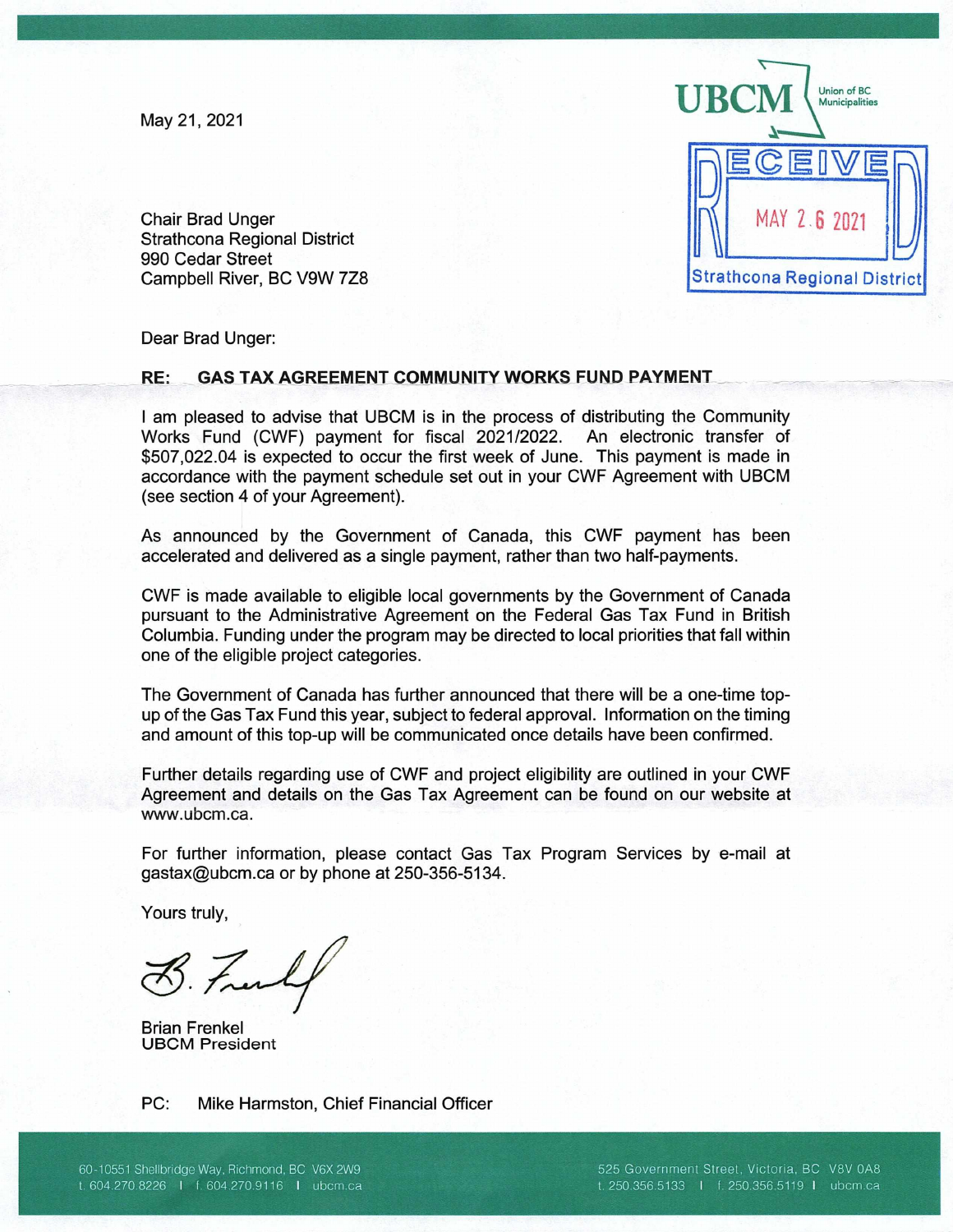May 21, 2021

UBCM Union of BC Municipalities

RECEIVED
MAY 26 2021
Strathcona Regional District

Chair Brad Unger
Strathcona Regional District
990 Cedar Street
Campbell River, BC V9W 7Z8

Dear Brad Unger:

**RE: GAS TAX AGREEMENT COMMUNITY WORKS FUND PAYMENT**

I am pleased to advise that UBCM is in the process of distributing the Community Works Fund (CWF) payment for fiscal 2021/2022. An electronic transfer of $507,022.04 is expected to occur the first week of June. This payment is made in accordance with the payment schedule set out in your CWF Agreement with UBCM (see section 4 of your Agreement).

As announced by the Government of Canada, this CWF payment has been accelerated and delivered as a single payment, rather than two half-payments.

CWF is made available to eligible local governments by the Government of Canada pursuant to the Administrative Agreement on the Federal Gas Tax Fund in British Columbia. Funding under the program may be directed to local priorities that fall within one of the eligible project categories.

The Government of Canada has further announced that there will be a one-time top-up of the Gas Tax Fund this year, subject to federal approval. Information on the timing and amount of this top-up will be communicated once details have been confirmed.

Further details regarding use of CWF and project eligibility are outlined in your CWF Agreement and details on the Gas Tax Agreement can be found on our website at www.ubcm.ca.

For further information, please contact Gas Tax Program Services by e-mail at gastax@ubcm.ca or by phone at 250-356-5134.

Yours truly,

B. Frenkel

Brian Frenkel
UBCM President

PC: Mike Harmston, Chief Financial Officer

60-10551 Shellbridge Way, Richmond, BC V6X 2W9
t. 604.270.8226 | f. 604.270.9116 | ubcm.ca

525 Government Street, Victoria, BC V8V 0A8
t. 250.356.5133 | f. 250.356.5119 | ubcm.ca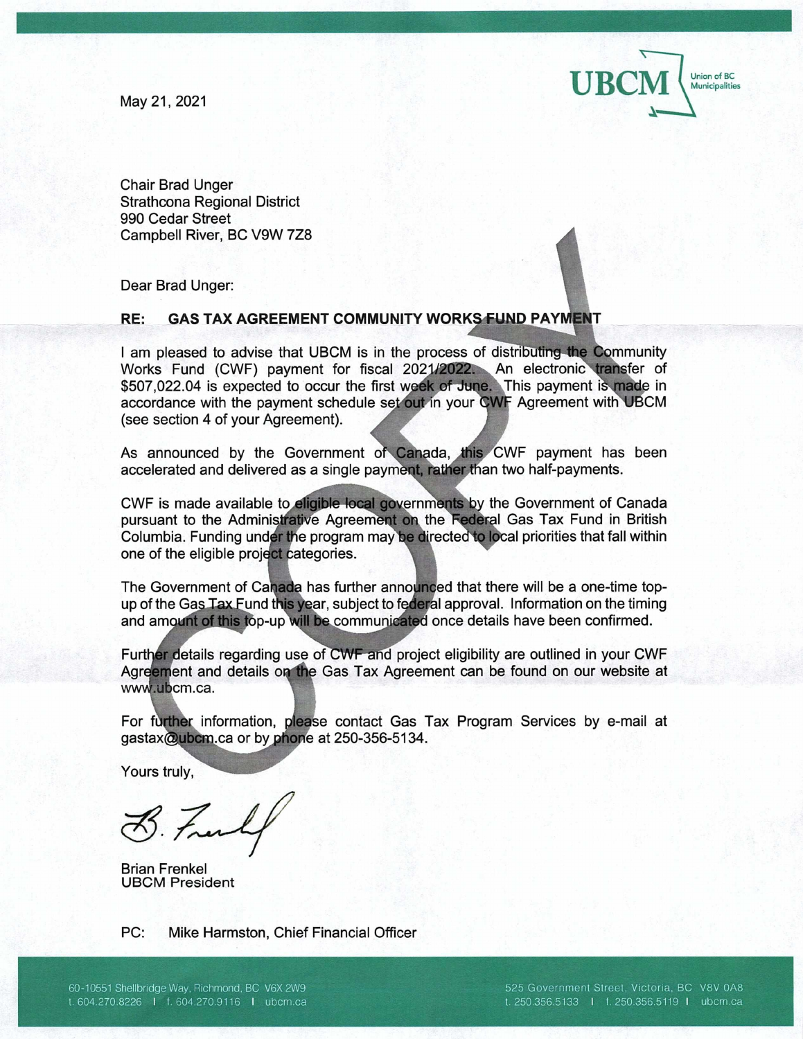May 21, 2021

Chair Brad Unger
Strathcona Regional District
990 Cedar Street
Campbell River, BC V9W 7Z8

Dear Brad Unger:

**RE: GAS TAX AGREEMENT COMMUNITY WORKS FUND PAYMENT**

I am pleased to advise that UBCM is in the process of distributing the Community Works Fund (CWF) payment for fiscal 2021/2022. An electronic transfer of $507,022.04 is expected to occur the first week of June. This payment is made in accordance with the payment schedule set out in your CWF Agreement with UBCM (see section 4 of your Agreement).

As announced by the Government of Canada, this CWF payment has been accelerated and delivered as a single payment, rather than two half-payments.

CWF is made available to eligible local governments by the Government of Canada pursuant to the Administrative Agreement on the Federal Gas Tax Fund in British Columbia. Funding under the program may be directed to local priorities that fall within one of the eligible project categories.

The Government of Canada has further announced that there will be a one-time top-up of the Gas Tax Fund this year, subject to federal approval. Information on the timing and amount of this top-up will be communicated once details have been confirmed.

Further details regarding use of CWF and project eligibility are outlined in your CWF Agreement and details on the Gas Tax Agreement can be found on our website at www.ubcm.ca.

For further information, please contact Gas Tax Program Services by e-mail at gastax@ubcm.ca or by phone at 250-356-5134.

Yours truly,

Brian Frenkel
UBCM President

PC: Mike Harmston, Chief Financial Officer

60-10551 Shellbridge Way, Richmond, BC V6X 2W9
t. 604.270.8226 | f. 604.270.9116 | ubcm.ca

525 Government Street, Victoria, BC V8V 0A8
t. 250.356.5133 | f. 250.356.5119 | ubcm.ca